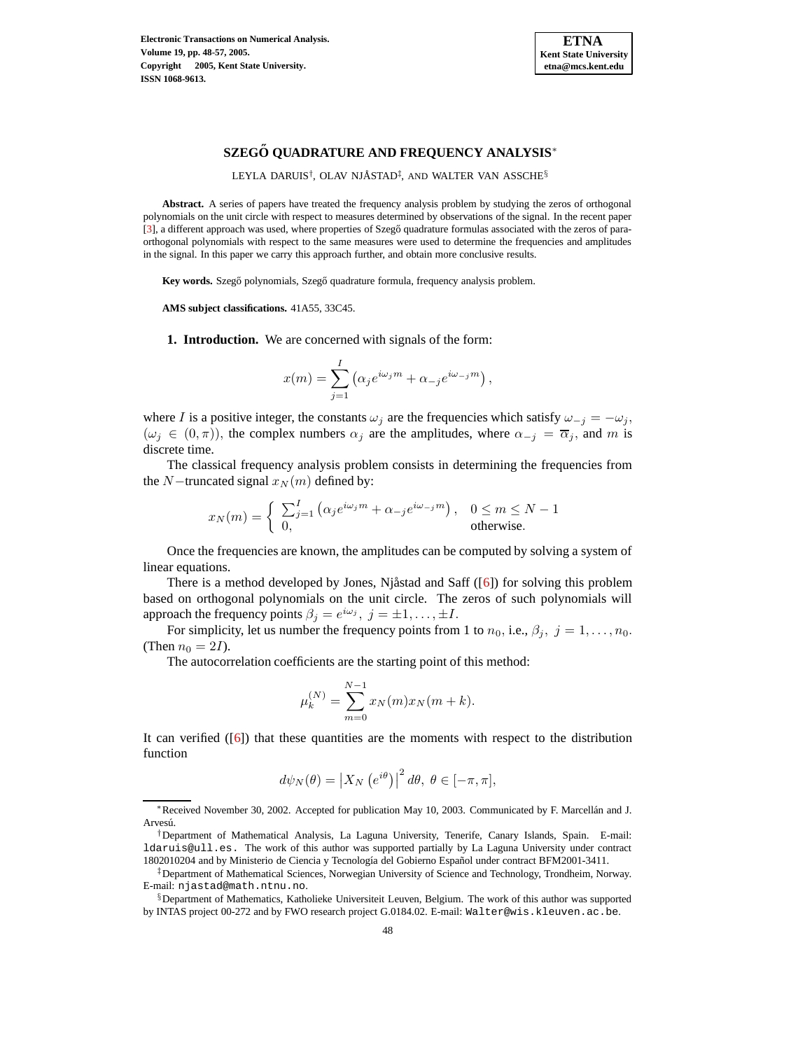# SZEGŐ QUADRATURE AND FREQUENCY ANALYSIS[*]

LEYLA DARUIS[†], OLAV NJÅSTAD[‡], AND WALTER VAN ASSCHE[§]

**Abstract.** A series of papers have treated the frequency analysis problem by studying the zeros of orthogonal polynomials on the unit circle with respect to measures determined by observations of the signal. In the recent paper [3], a different approach was used, where properties of Szegő quadrature formulas associated with the zeros of para-orthogonal polynomials with respect to the same measures were used to determine the frequencies and amplitudes in the signal. In this paper we carry this approach further, and obtain more conclusive results.

**Key words.** Szegő polynomials, Szegő quadrature formula, frequency analysis problem.

**AMS subject classifications.** 41A55, 33C45.

**1. Introduction.** We are concerned with signals of the form:

$$x(m) = \sum_{j=1}^{I} \left( \alpha_j e^{i\omega_j m} + \alpha_{-j} e^{i\omega_{-j} m} \right),$$

where $I$ is a positive integer, the constants $\omega_j$ are the frequencies which satisfy $\omega_{-j} = -\omega_j$, ($\omega_j \in (0, \pi)$), the complex numbers $\alpha_j$ are the amplitudes, where $\alpha_{-j} = \overline{\alpha}_j$, and $m$ is discrete time.

The classical frequency analysis problem consists in determining the frequencies from the $N-$truncated signal $x_N(m)$ defined by:

$$x_N(m) = \begin{cases} \sum_{j=1}^{I} \left( \alpha_j e^{i\omega_j m} + \alpha_{-j} e^{i\omega_{-j} m} \right), & 0 \le m \le N-1 \\ 0, & \text{otherwise}. \end{cases}$$

Once the frequencies are known, the amplitudes can be computed by solving a system of linear equations.

There is a method developed by Jones, Njåstad and Saff ([6]) for solving this problem based on orthogonal polynomials on the unit circle. The zeros of such polynomials will approach the frequency points $\beta_j = e^{i\omega_j}, \ j = \pm 1, \ldots, \pm I$.

For simplicity, let us number the frequency points from 1 to $n_0$, i.e., $\beta_j, \ j = 1, \ldots, n_0$. (Then $n_0 = 2I$).

The autocorrelation coefficients are the starting point of this method:

$$\mu_k^{(N)} = \sum_{m=0}^{N-1} x_N(m) x_N(m+k).$$

It can verified ([6]) that these quantities are the moments with respect to the distribution function

$$d\psi_N(\theta) = \left| X_N \left( e^{i\theta} \right) \right|^2 d\theta, \ \theta \in [-\pi, \pi],$$

---

[*] Received November 30, 2002. Accepted for publication May 10, 2003. Communicated by F. Marcellán and J. Arvesú.

[†] Department of Mathematical Analysis, La Laguna University, Tenerife, Canary Islands, Spain. E-mail: ldaruis@ull.es. The work of this author was supported partially by La Laguna University under contract 1802010204 and by Ministerio de Ciencia y Tecnología del Gobierno Español under contract BFM2001-3411.

[‡] Department of Mathematical Sciences, Norwegian University of Science and Technology, Trondheim, Norway. E-mail: njastad@math.ntnu.no.

[§] Department of Mathematics, Katholieke Universiteit Leuven, Belgium. The work of this author was supported by INTAS project 00-272 and by FWO research project G.0184.02. E-mail: Walter@wis.kleuven.ac.be.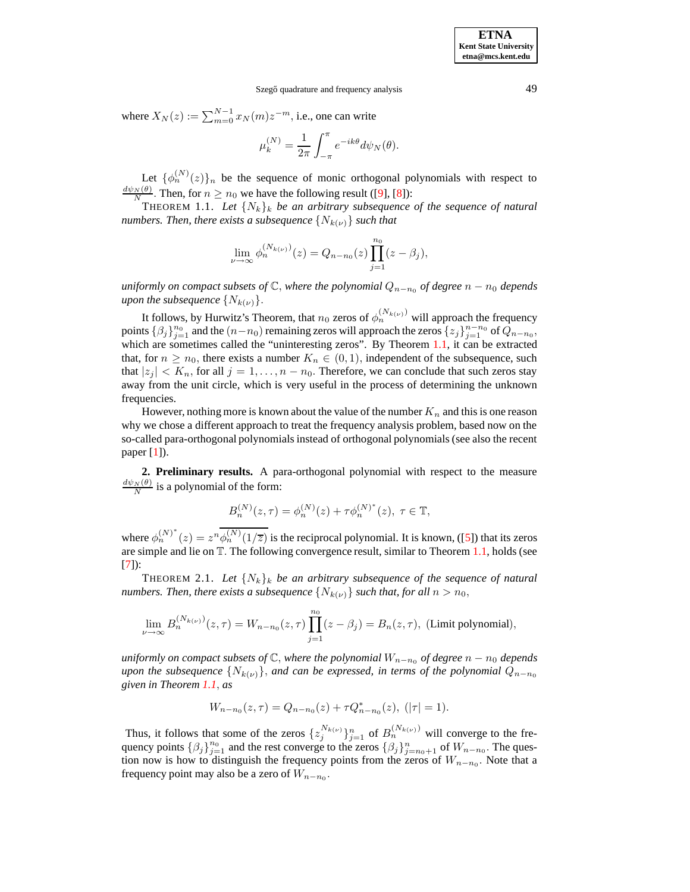where $X_N(z) := \sum_{m=0}^{N-1} x_N(m) z^{-m}$, i.e., one can write

$$\mu_k^{(N)} = \frac{1}{2\pi} \int_{-\pi}^{\pi} e^{-ik\theta} d\psi_N(\theta).$$

Let $\{\phi_n^{(N)}(z)\}_n$ be the sequence of monic orthogonal polynomials with respect to $\frac{d\psi_N(\theta)}{N}$. Then, for $n \geq n_0$ we have the following result ([9], [8]):

THEOREM 1.1. *Let $\{N_k\}_k$ be an arbitrary subsequence of the sequence of natural numbers. Then, there exists a subsequence $\{N_{k(\nu)}\}$ such that*

$$\lim_{\nu \to \infty} \phi_n^{(N_{k(\nu)})}(z) = Q_{n-n_0}(z) \prod_{j=1}^{n_0} (z - \beta_j),$$

*uniformly on compact subsets of $\mathbb{C}$, where the polynomial $Q_{n-n_0}$ of degree $n - n_0$ depends upon the subsequence $\{N_{k(\nu)}\}$.*

It follows, by Hurwitz's Theorem, that $n_0$ zeros of $\phi_n^{(N_{k(\nu)})}$ will approach the frequency points $\{\beta_j\}_{j=1}^{n_0}$ and the $(n-n_0)$ remaining zeros will approach the zeros $\{z_j\}_{j=1}^{n-n_0}$ of $Q_{n-n_0}$, which are sometimes called the "uninteresting zeros". By Theorem 1.1, it can be extracted that, for $n \geq n_0$, there exists a number $K_n \in (0, 1)$, independent of the subsequence, such that $|z_j| < K_n$, for all $j = 1, \ldots, n - n_0$. Therefore, we can conclude that such zeros stay away from the unit circle, which is very useful in the process of determining the unknown frequencies.

However, nothing more is known about the value of the number $K_n$ and this is one reason why we chose a different approach to treat the frequency analysis problem, based now on the so-called para-orthogonal polynomials instead of orthogonal polynomials (see also the recent paper [1]).

**2. Preliminary results.** A para-orthogonal polynomial with respect to the measure $\frac{d\psi_N(\theta)}{N}$ is a polynomial of the form:

$$B_n^{(N)}(z, \tau) = \phi_n^{(N)}(z) + \tau \phi_n^{(N)^*}(z), \ \tau \in \mathbb{T},$$

where $\phi_n^{(N)^*}(z) = z^n \overline{\phi_n^{(N)}(1/\overline{z})}$ is the reciprocal polynomial. It is known, ([5]) that its zeros are simple and lie on $\mathbb{T}$. The following convergence result, similar to Theorem 1.1, holds (see [7]):

THEOREM 2.1. *Let $\{N_k\}_k$ be an arbitrary subsequence of the sequence of natural numbers. Then, there exists a subsequence $\{N_{k(\nu)}\}$ such that, for all $n > n_0$,*

$$\lim_{\nu \to \infty} B_n^{(N_{k(\nu)})}(z, \tau) = W_{n-n_0}(z, \tau) \prod_{j=1}^{n_0} (z - \beta_j) = B_n(z, \tau), \text{ (Limit polynomial)},$$

*uniformly on compact subsets of $\mathbb{C}$, where the polynomial $W_{n-n_0}$ of degree $n - n_0$ depends upon the subsequence $\{N_{k(\nu)}\}$, and can be expressed, in terms of the polynomial $Q_{n-n_0}$ given in Theorem 1.1, as*

$$W_{n-n_0}(z, \tau) = Q_{n-n_0}(z) + \tau Q_{n-n_0}^*(z), \ (|\tau| = 1).$$

Thus, it follows that some of the zeros $\{z_j^{N_{k(\nu)}}\}_{j=1}^{n}$ of $B_n^{(N_{k(\nu)})}$ will converge to the frequency points $\{\beta_j\}_{j=1}^{n_0}$ and the rest converge to the zeros $\{\beta_j\}_{j=n_0+1}^{n}$ of $W_{n-n_0}$. The question now is how to distinguish the frequency points from the zeros of $W_{n-n_0}$. Note that a frequency point may also be a zero of $W_{n-n_0}$.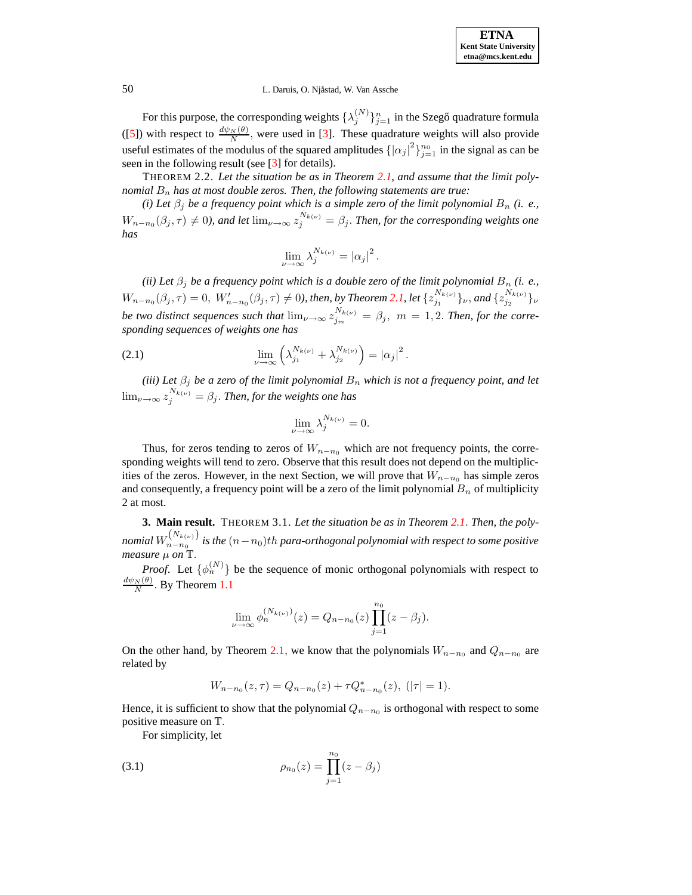For this purpose, the corresponding weights $\{\lambda_j^{(N)}\}_{j=1}^n$ in the Szegő quadrature formula ([5]) with respect to $\frac{d\psi_N(\theta)}{N}$, were used in [3]. These quadrature weights will also provide useful estimates of the modulus of the squared amplitudes $\{|\alpha_j|^2\}_{j=1}^{n_0}$ in the signal as can be seen in the following result (see [3] for details).

THEOREM 2.2. *Let the situation be as in Theorem 2.1, and assume that the limit polynomial $B_n$ has at most double zeros. Then, the following statements are true:*

*(i) Let $\beta_j$ be a frequency point which is a simple zero of the limit polynomial $B_n$ (i. e., $W_{n-n_0}(\beta_j,\tau) \neq 0$), and let $\lim_{\nu\to\infty} z_j^{N_{k(\nu)}} = \beta_j$. Then, for the corresponding weights one has*

$$\lim_{\nu\to\infty} \lambda_j^{N_{k(\nu)}} = |\alpha_j|^2 .$$

*(ii) Let $\beta_j$ be a frequency point which is a double zero of the limit polynomial $B_n$ (i. e., $W_{n-n_0}(\beta_j,\tau) = 0,\ W'_{n-n_0}(\beta_j,\tau) \neq 0$), then, by Theorem 2.1, let $\{z_{j_1}^{N_{k(\nu)}}\}_\nu$, and $\{z_{j_2}^{N_{k(\nu)}}\}_\nu$ be two distinct sequences such that $\lim_{\nu\to\infty} z_{j_m}^{N_{k(\nu)}} = \beta_j,\ m = 1,2$. Then, for the corresponding sequences of weights one has*

$$\lim_{\nu\to\infty} \left(\lambda_{j_1}^{N_{k(\nu)}} + \lambda_{j_2}^{N_{k(\nu)}}\right) = |\alpha_j|^2 . \tag{2.1}$$

*(iii) Let $\beta_j$ be a zero of the limit polynomial $B_n$ which is not a frequency point, and let $\lim_{\nu\to\infty} z_j^{N_{k(\nu)}} = \beta_j$. Then, for the weights one has*

$$\lim_{\nu\to\infty} \lambda_j^{N_{k(\nu)}} = 0.$$

Thus, for zeros tending to zeros of $W_{n-n_0}$ which are not frequency points, the corresponding weights will tend to zero. Observe that this result does not depend on the multiplicities of the zeros. However, in the next Section, we will prove that $W_{n-n_0}$ has simple zeros and consequently, a frequency point will be a zero of the limit polynomial $B_n$ of multiplicity 2 at most.

## 3. Main result.

THEOREM 3.1. *Let the situation be as in Theorem 2.1. Then, the polynomial $W_{n-n_0}^{(N_{k(\nu)})}$ is the $(n-n_0)th$ para-orthogonal polynomial with respect to some positive measure $\mu$ on $\mathbb{T}$.*

*Proof.* Let $\{\phi_n^{(N)}\}$ be the sequence of monic orthogonal polynomials with respect to $\frac{d\psi_N(\theta)}{N}$. By Theorem 1.1

$$\lim_{\nu\to\infty} \phi_n^{(N_{k(\nu)})}(z) = Q_{n-n_0}(z)\prod_{j=1}^{n_0}(z-\beta_j).$$

On the other hand, by Theorem 2.1, we know that the polynomials $W_{n-n_0}$ and $Q_{n-n_0}$ are related by

$$W_{n-n_0}(z,\tau) = Q_{n-n_0}(z) + \tau Q^*_{n-n_0}(z),\ (|\tau| = 1).$$

Hence, it is sufficient to show that the polynomial $Q_{n-n_0}$ is orthogonal with respect to some positive measure on $\mathbb{T}$.

For simplicity, let

$$\rho_{n_0}(z) = \prod_{j=1}^{n_0}(z-\beta_j) \tag{3.1}$$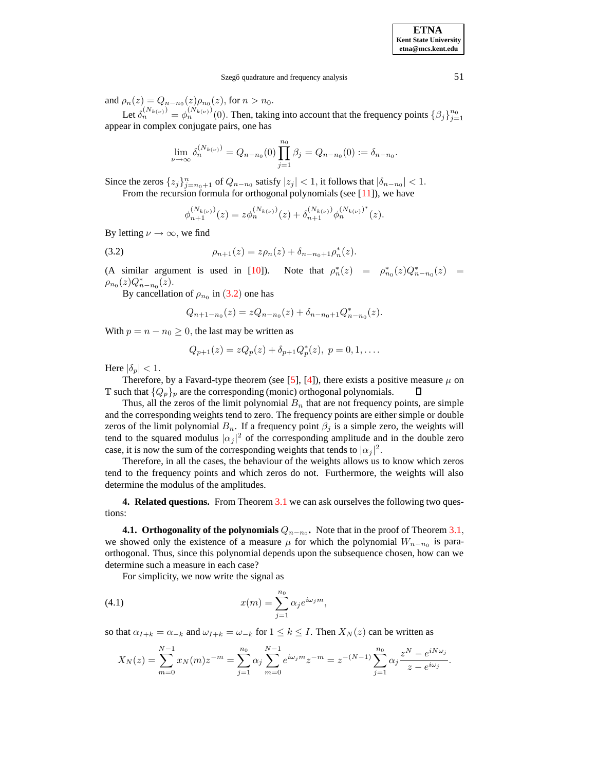and $\rho_n(z) = Q_{n-n_0}(z)\rho_{n_0}(z)$, for $n > n_0$.

Let $\delta_n^{(N_{k(\nu)})} = \phi_n^{(N_{k(\nu)})}(0)$. Then, taking into account that the frequency points $\{\beta_j\}_{j=1}^{n_0}$ appear in complex conjugate pairs, one has

$$\lim_{\nu\to\infty} \delta_n^{(N_{k(\nu)})} = Q_{n-n_0}(0)\prod_{j=1}^{n_0}\beta_j = Q_{n-n_0}(0) := \delta_{n-n_0}.$$

Since the zeros $\{z_j\}_{j=n_0+1}^{n}$ of $Q_{n-n_0}$ satisfy $|z_j| < 1$, it follows that $|\delta_{n-n_0}| < 1$.

From the recursion formula for orthogonal polynomials (see [11]), we have

$$\phi_{n+1}^{(N_{k(\nu)})}(z) = z\phi_n^{(N_{k(\nu)})}(z) + \delta_{n+1}^{(N_{k(\nu)})}\phi_n^{(N_{k(\nu)})^*}(z).$$

By letting $\nu \to \infty$, we find

$$\rho_{n+1}(z) = z\rho_n(z) + \delta_{n-n_0+1}\rho_n^*(z). \tag{3.2}$$

(A similar argument is used in [10]). Note that $\rho_n^*(z) = \rho_{n_0}^*(z)Q_{n-n_0}^*(z) = \rho_{n_0}(z)Q_{n-n_0}^*(z)$.

By cancellation of $\rho_{n_0}$ in (3.2) one has

$$Q_{n+1-n_0}(z) = zQ_{n-n_0}(z) + \delta_{n-n_0+1}Q_{n-n_0}^*(z).$$

With $p = n - n_0 \geq 0$, the last may be written as

$$Q_{p+1}(z) = zQ_p(z) + \delta_{p+1}Q_p^*(z),\ p = 0, 1, \ldots.$$

Here $|\delta_p| < 1$.

Therefore, by a Favard-type theorem (see [5], [4]), there exists a positive measure $\mu$ on $\mathbb{T}$ such that $\{Q_p\}_p$ are the corresponding (monic) orthogonal polynomials. ∎

Thus, all the zeros of the limit polynomial $B_n$ that are not frequency points, are simple and the corresponding weights tend to zero. The frequency points are either simple or double zeros of the limit polynomial $B_n$. If a frequency point $\beta_j$ is a simple zero, the weights will tend to the squared modulus $|\alpha_j|^2$ of the corresponding amplitude and in the double zero case, it is now the sum of the corresponding weights that tends to $|\alpha_j|^2$.

Therefore, in all the cases, the behaviour of the weights allows us to know which zeros tend to the frequency points and which zeros do not. Furthermore, the weights will also determine the modulus of the amplitudes.

## 4. Related questions.

From Theorem 3.1 we can ask ourselves the following two questions:

### 4.1. Orthogonality of the polynomials $Q_{n-n_0}$.

Note that in the proof of Theorem 3.1, we showed only the existence of a measure $\mu$ for which the polynomial $W_{n-n_0}$ is para-orthogonal. Thus, since this polynomial depends upon the subsequence chosen, how can we determine such a measure in each case?

For simplicity, we now write the signal as

$$x(m) = \sum_{j=1}^{n_0}\alpha_j e^{i\omega_j m}, \tag{4.1}$$

so that $\alpha_{I+k} = \alpha_{-k}$ and $\omega_{I+k} = \omega_{-k}$ for $1 \leq k \leq I$. Then $X_N(z)$ can be written as

$$X_N(z) = \sum_{m=0}^{N-1} x_N(m)z^{-m} = \sum_{j=1}^{n_0}\alpha_j\sum_{m=0}^{N-1} e^{i\omega_j m}z^{-m} = z^{-(N-1)}\sum_{j=1}^{n_0}\alpha_j\frac{z^N - e^{iN\omega_j}}{z - e^{i\omega_j}}.$$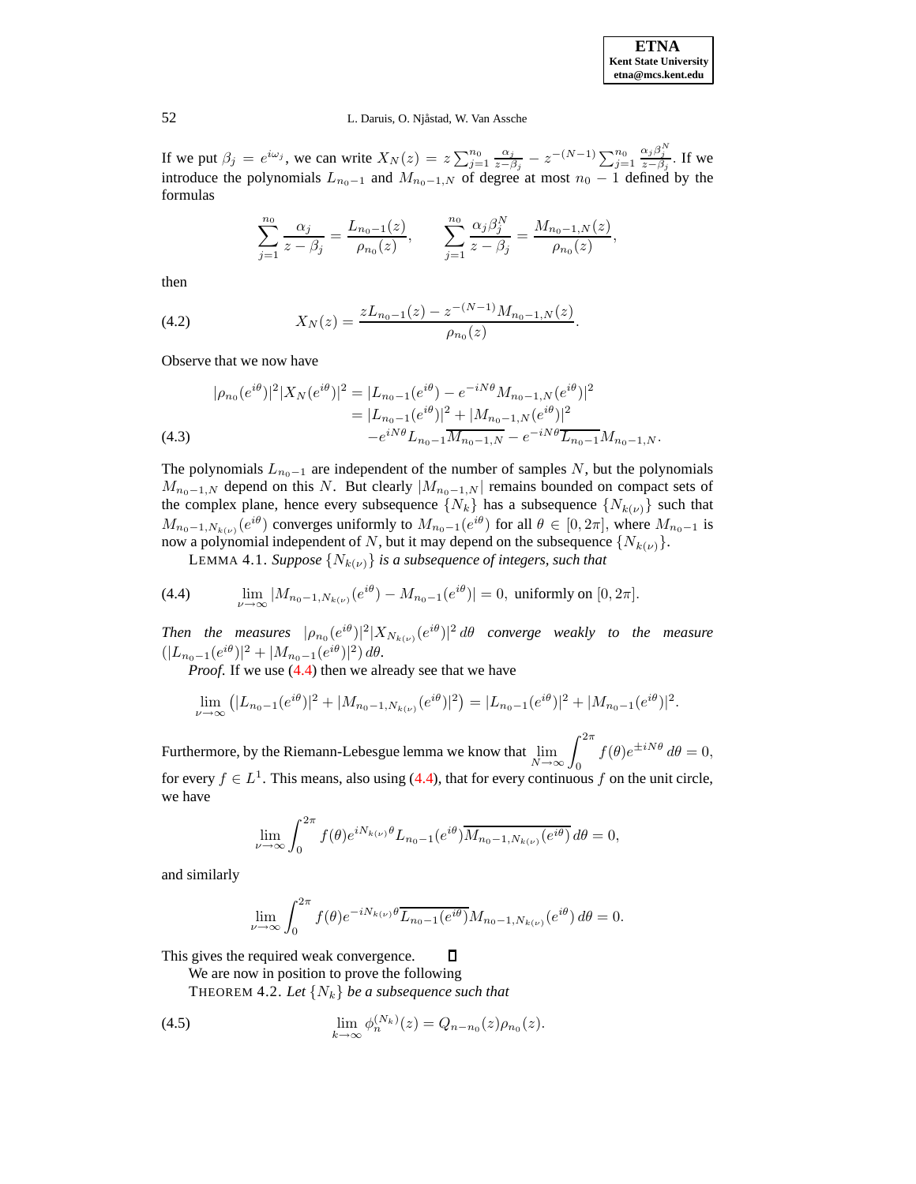If we put $\beta_j = e^{i\omega_j}$, we can write $X_N(z) = z\sum_{j=1}^{n_0} \frac{\alpha_j}{z-\beta_j} - z^{-(N-1)}\sum_{j=1}^{n_0} \frac{\alpha_j \beta_j^N}{z-\beta_j}$. If we introduce the polynomials $L_{n_0-1}$ and $M_{n_0-1,N}$ of degree at most $n_0 - 1$ defined by the formulas

$$\sum_{j=1}^{n_0} \frac{\alpha_j}{z-\beta_j} = \frac{L_{n_0-1}(z)}{\rho_{n_0}(z)}, \qquad \sum_{j=1}^{n_0} \frac{\alpha_j \beta_j^N}{z-\beta_j} = \frac{M_{n_0-1,N}(z)}{\rho_{n_0}(z)},$$

then

$$X_N(z) = \frac{zL_{n_0-1}(z) - z^{-(N-1)}M_{n_0-1,N}(z)}{\rho_{n_0}(z)}. \tag{4.2}$$

Observe that we now have

$$\begin{aligned} |\rho_{n_0}(e^{i\theta})|^2 |X_N(e^{i\theta})|^2 &= |L_{n_0-1}(e^{i\theta}) - e^{-iN\theta}M_{n_0-1,N}(e^{i\theta})|^2 \\ &= |L_{n_0-1}(e^{i\theta})|^2 + |M_{n_0-1,N}(e^{i\theta})|^2 \\ &\quad - e^{iN\theta}L_{n_0-1}\overline{M_{n_0-1,N}} - e^{-iN\theta}\overline{L_{n_0-1}}M_{n_0-1,N}. \end{aligned} \tag{4.3}$$

The polynomials $L_{n_0-1}$ are independent of the number of samples $N$, but the polynomials $M_{n_0-1,N}$ depend on this $N$. But clearly $|M_{n_0-1,N}|$ remains bounded on compact sets of the complex plane, hence every subsequence $\{N_k\}$ has a subsequence $\{N_{k(\nu)}\}$ such that $M_{n_0-1,N_{k(\nu)}}(e^{i\theta})$ converges uniformly to $M_{n_0-1}(e^{i\theta})$ for all $\theta \in [0, 2\pi]$, where $M_{n_0-1}$ is now a polynomial independent of $N$, but it may depend on the subsequence $\{N_{k(\nu)}\}$.

LEMMA 4.1. *Suppose $\{N_{k(\nu)}\}$ is a subsequence of integers, such that*

$$\lim_{\nu\to\infty} |M_{n_0-1,N_{k(\nu)}}(e^{i\theta}) - M_{n_0-1}(e^{i\theta})| = 0, \text{ uniformly on } [0, 2\pi]. \tag{4.4}$$

*Then the measures $|\rho_{n_0}(e^{i\theta})|^2 |X_{N_{k(\nu)}}(e^{i\theta})|^2\, d\theta$ converge weakly to the measure $(|L_{n_0-1}(e^{i\theta})|^2 + |M_{n_0-1}(e^{i\theta})|^2)\, d\theta$.*

*Proof.* If we use (4.4) then we already see that we have

$$\lim_{\nu\to\infty} \left(|L_{n_0-1}(e^{i\theta})|^2 + |M_{n_0-1,N_{k(\nu)}}(e^{i\theta})|^2\right) = |L_{n_0-1}(e^{i\theta})|^2 + |M_{n_0-1}(e^{i\theta})|^2.$$

Furthermore, by the Riemann-Lebesgue lemma we know that $\lim_{N\to\infty}\int_0^{2\pi} f(\theta)e^{\pm iN\theta}\, d\theta = 0$, for every $f \in L^1$. This means, also using (4.4), that for every continuous $f$ on the unit circle, we have

$$\lim_{\nu\to\infty}\int_0^{2\pi} f(\theta)e^{iN_{k(\nu)}\theta}L_{n_0-1}(e^{i\theta})\overline{M_{n_0-1,N_{k(\nu)}}(e^{i\theta})}\, d\theta = 0,$$

and similarly

$$\lim_{\nu\to\infty}\int_0^{2\pi} f(\theta)e^{-iN_{k(\nu)}\theta}\overline{L_{n_0-1}(e^{i\theta})}M_{n_0-1,N_{k(\nu)}}(e^{i\theta})\, d\theta = 0.$$

This gives the required weak convergence. ∎

We are now in position to prove the following

THEOREM 4.2. *Let $\{N_k\}$ be a subsequence such that*

$$\lim_{k\to\infty} \phi_n^{(N_k)}(z) = Q_{n-n_0}(z)\rho_{n_0}(z). \tag{4.5}$$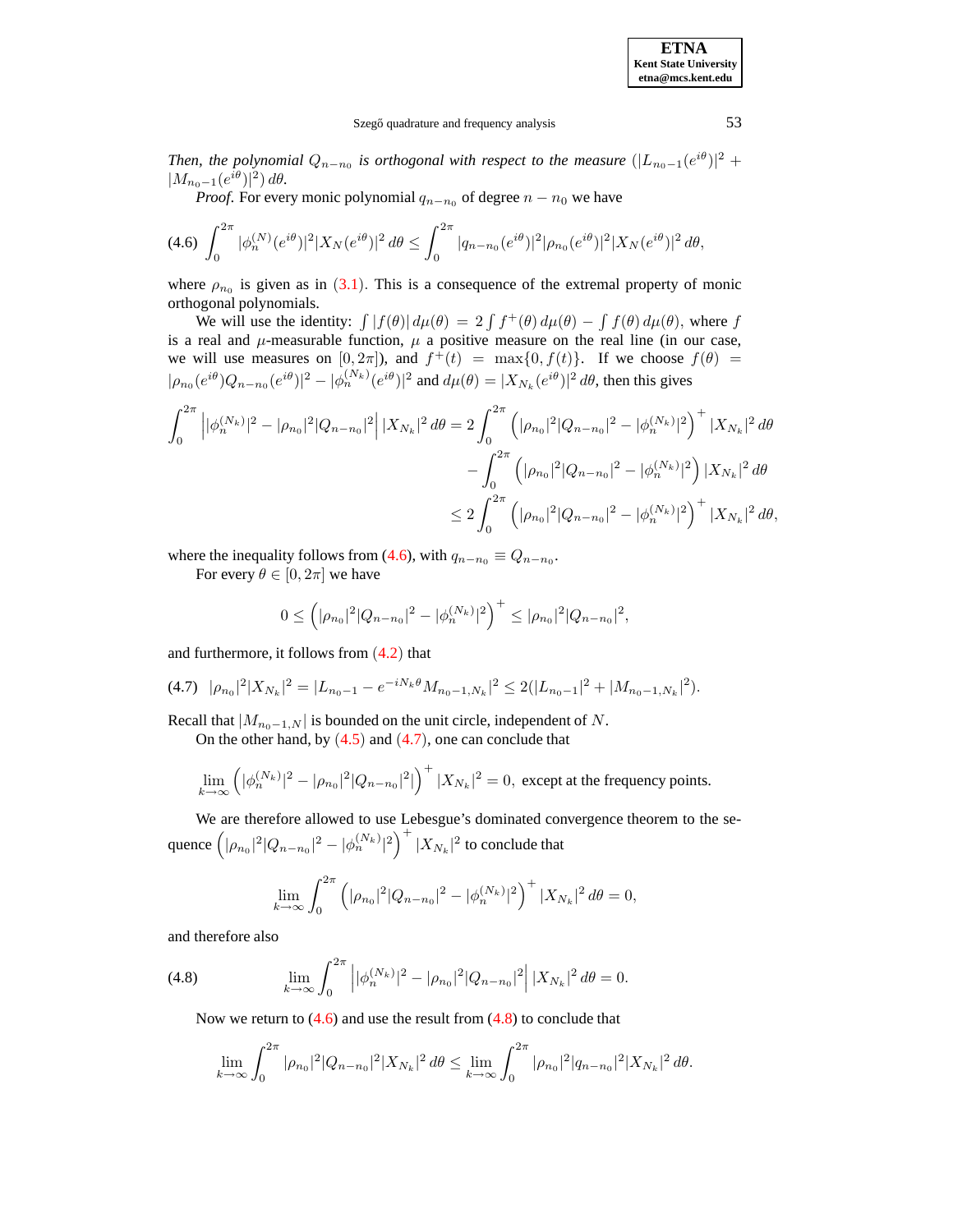*Then, the polynomial $Q_{n-n_0}$ is orthogonal with respect to the measure $(|L_{n_0-1}(e^{i\theta})|^2 + |M_{n_0-1}(e^{i\theta})|^2)\,d\theta$.*

*Proof.* For every monic polynomial $q_{n-n_0}$ of degree $n - n_0$ we have

$$\int_0^{2\pi} |\phi_n^{(N)}(e^{i\theta})|^2 |X_N(e^{i\theta})|^2\,d\theta \le \int_0^{2\pi} |q_{n-n_0}(e^{i\theta})|^2 |\rho_{n_0}(e^{i\theta})|^2 |X_N(e^{i\theta})|^2\,d\theta, \tag{4.6}$$

where $\rho_{n_0}$ is given as in (3.1). This is a consequence of the extremal property of monic orthogonal polynomials.

We will use the identity: $\int |f(\theta)|\,d\mu(\theta) = 2\int f^+(\theta)\,d\mu(\theta) - \int f(\theta)\,d\mu(\theta)$, where $f$ is a real and $\mu$-measurable function, $\mu$ a positive measure on the real line (in our case, we will use measures on $[0, 2\pi]$), and $f^+(t) = \max\{0, f(t)\}$. If we choose $f(\theta) = |\rho_{n_0}(e^{i\theta})Q_{n-n_0}(e^{i\theta})|^2 - |\phi_n^{(N_k)}(e^{i\theta})|^2$ and $d\mu(\theta) = |X_{N_k}(e^{i\theta})|^2\,d\theta$, then this gives

$$\begin{aligned}
\int_0^{2\pi} \left| |\phi_n^{(N_k)}|^2 - |\rho_{n_0}|^2 |Q_{n-n_0}|^2 \right| |X_{N_k}|^2\,d\theta &= 2\int_0^{2\pi} \left( |\rho_{n_0}|^2 |Q_{n-n_0}|^2 - |\phi_n^{(N_k)}|^2 \right)^+ |X_{N_k}|^2\,d\theta \\
&\quad - \int_0^{2\pi} \left( |\rho_{n_0}|^2 |Q_{n-n_0}|^2 - |\phi_n^{(N_k)}|^2 \right) |X_{N_k}|^2\,d\theta \\
&\le 2\int_0^{2\pi} \left( |\rho_{n_0}|^2 |Q_{n-n_0}|^2 - |\phi_n^{(N_k)}|^2 \right)^+ |X_{N_k}|^2\,d\theta,
\end{aligned}$$

where the inequality follows from (4.6), with $q_{n-n_0} \equiv Q_{n-n_0}$.

For every $\theta \in [0, 2\pi]$ we have

$$0 \le \left( |\rho_{n_0}|^2 |Q_{n-n_0}|^2 - |\phi_n^{(N_k)}|^2 \right)^+ \le |\rho_{n_0}|^2 |Q_{n-n_0}|^2,$$

and furthermore, it follows from (4.2) that

$$|\rho_{n_0}|^2 |X_{N_k}|^2 = |L_{n_0-1} - e^{-iN_k\theta} M_{n_0-1,N_k}|^2 \le 2(|L_{n_0-1}|^2 + |M_{n_0-1,N_k}|^2). \tag{4.7}$$

Recall that $|M_{n_0-1,N}|$ is bounded on the unit circle, independent of $N$.

On the other hand, by (4.5) and (4.7), one can conclude that

$$\lim_{k\to\infty} \left( |\phi_n^{(N_k)}|^2 - |\rho_{n_0}|^2 |Q_{n-n_0}|^2| \right)^+ |X_{N_k}|^2 = 0, \text{ except at the frequency points.}$$

We are therefore allowed to use Lebesgue's dominated convergence theorem to the sequence $\left( |\rho_{n_0}|^2 |Q_{n-n_0}|^2 - |\phi_n^{(N_k)}|^2 \right)^+ |X_{N_k}|^2$ to conclude that

$$\lim_{k\to\infty} \int_0^{2\pi} \left( |\rho_{n_0}|^2 |Q_{n-n_0}|^2 - |\phi_n^{(N_k)}|^2 \right)^+ |X_{N_k}|^2\,d\theta = 0,$$

and therefore also

$$\lim_{k\to\infty} \int_0^{2\pi} \left| |\phi_n^{(N_k)}|^2 - |\rho_{n_0}|^2 |Q_{n-n_0}|^2 \right| |X_{N_k}|^2\,d\theta = 0. \tag{4.8}$$

Now we return to (4.6) and use the result from (4.8) to conclude that

$$\lim_{k\to\infty} \int_0^{2\pi} |\rho_{n_0}|^2 |Q_{n-n_0}|^2 |X_{N_k}|^2\,d\theta \le \lim_{k\to\infty} \int_0^{2\pi} |\rho_{n_0}|^2 |q_{n-n_0}|^2 |X_{N_k}|^2\,d\theta.$$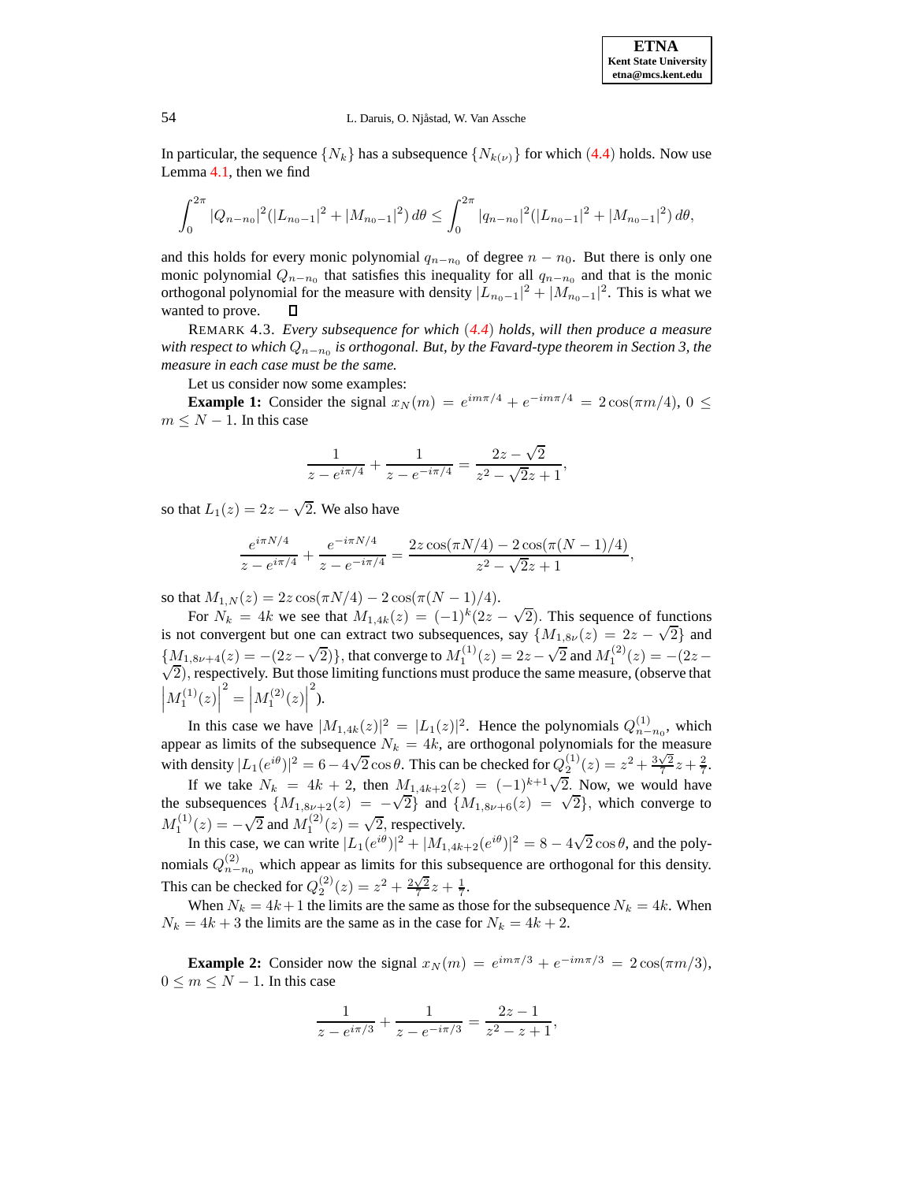In particular, the sequence $\{N_k\}$ has a subsequence $\{N_{k(\nu)}\}$ for which (4.4) holds. Now use Lemma 4.1, then we find

$$\int_0^{2\pi} |Q_{n-n_0}|^2(|L_{n_0-1}|^2 + |M_{n_0-1}|^2)\,d\theta \leq \int_0^{2\pi} |q_{n-n_0}|^2(|L_{n_0-1}|^2 + |M_{n_0-1}|^2)\,d\theta,$$

and this holds for every monic polynomial $q_{n-n_0}$ of degree $n-n_0$. But there is only one monic polynomial $Q_{n-n_0}$ that satisfies this inequality for all $q_{n-n_0}$ and that is the monic orthogonal polynomial for the measure with density $|L_{n_0-1}|^2 + |M_{n_0-1}|^2$. This is what we wanted to prove. □

REMARK 4.3. *Every subsequence for which (4.4) holds, will then produce a measure with respect to which $Q_{n-n_0}$ is orthogonal. But, by the Favard-type theorem in Section 3, the measure in each case must be the same.*

Let us consider now some examples:

**Example 1:** Consider the signal $x_N(m) = e^{im\pi/4} + e^{-im\pi/4} = 2\cos(\pi m/4)$, $0 \leq m \leq N-1$. In this case

$$\frac{1}{z - e^{i\pi/4}} + \frac{1}{z - e^{-i\pi/4}} = \frac{2z - \sqrt{2}}{z^2 - \sqrt{2}z + 1},$$

so that $L_1(z) = 2z - \sqrt{2}$. We also have

$$\frac{e^{i\pi N/4}}{z - e^{i\pi/4}} + \frac{e^{-i\pi N/4}}{z - e^{-i\pi/4}} = \frac{2z\cos(\pi N/4) - 2\cos(\pi(N-1)/4)}{z^2 - \sqrt{2}z + 1},$$

so that $M_{1,N}(z) = 2z\cos(\pi N/4) - 2\cos(\pi(N-1)/4)$.

For $N_k = 4k$ we see that $M_{1,4k}(z) = (-1)^k(2z - \sqrt{2})$. This sequence of functions is not convergent but one can extract two subsequences, say $\{M_{1,8\nu}(z) = 2z - \sqrt{2}\}$ and $\{M_{1,8\nu+4}(z) = -(2z - \sqrt{2})\}$, that converge to $M_1^{(1)}(z) = 2z - \sqrt{2}$ and $M_1^{(2)}(z) = -(2z - \sqrt{2})$, respectively. But those limiting functions must produce the same measure, (observe that $\left|M_1^{(1)}(z)\right|^2 = \left|M_1^{(2)}(z)\right|^2$).

In this case we have $|M_{1,4k}(z)|^2 = |L_1(z)|^2$. Hence the polynomials $Q_{n-n_0}^{(1)}$, which appear as limits of the subsequence $N_k = 4k$, are orthogonal polynomials for the measure with density $|L_1(e^{i\theta})|^2 = 6 - 4\sqrt{2}\cos\theta$. This can be checked for $Q_2^{(1)}(z) = z^2 + \frac{3\sqrt{2}}{7}z + \frac{2}{7}$.

If we take $N_k = 4k+2$, then $M_{1,4k+2}(z) = (-1)^{k+1}\sqrt{2}$. Now, we would have the subsequences $\{M_{1,8\nu+2}(z) = -\sqrt{2}\}$ and $\{M_{1,8\nu+6}(z) = \sqrt{2}\}$, which converge to $M_1^{(1)}(z) = -\sqrt{2}$ and $M_1^{(2)}(z) = \sqrt{2}$, respectively.

In this case, we can write $|L_1(e^{i\theta})|^2 + |M_{1,4k+2}(e^{i\theta})|^2 = 8 - 4\sqrt{2}\cos\theta$, and the polynomials $Q_{n-n_0}^{(2)}$ which appear as limits for this subsequence are orthogonal for this density. This can be checked for $Q_2^{(2)}(z) = z^2 + \frac{2\sqrt{2}}{7}z + \frac{1}{7}$.

When $N_k = 4k+1$ the limits are the same as those for the subsequence $N_k = 4k$. When $N_k = 4k+3$ the limits are the same as in the case for $N_k = 4k+2$.

**Example 2:** Consider now the signal $x_N(m) = e^{im\pi/3} + e^{-im\pi/3} = 2\cos(\pi m/3)$, $0 \leq m \leq N-1$. In this case

$$\frac{1}{z - e^{i\pi/3}} + \frac{1}{z - e^{-i\pi/3}} = \frac{2z - 1}{z^2 - z + 1},$$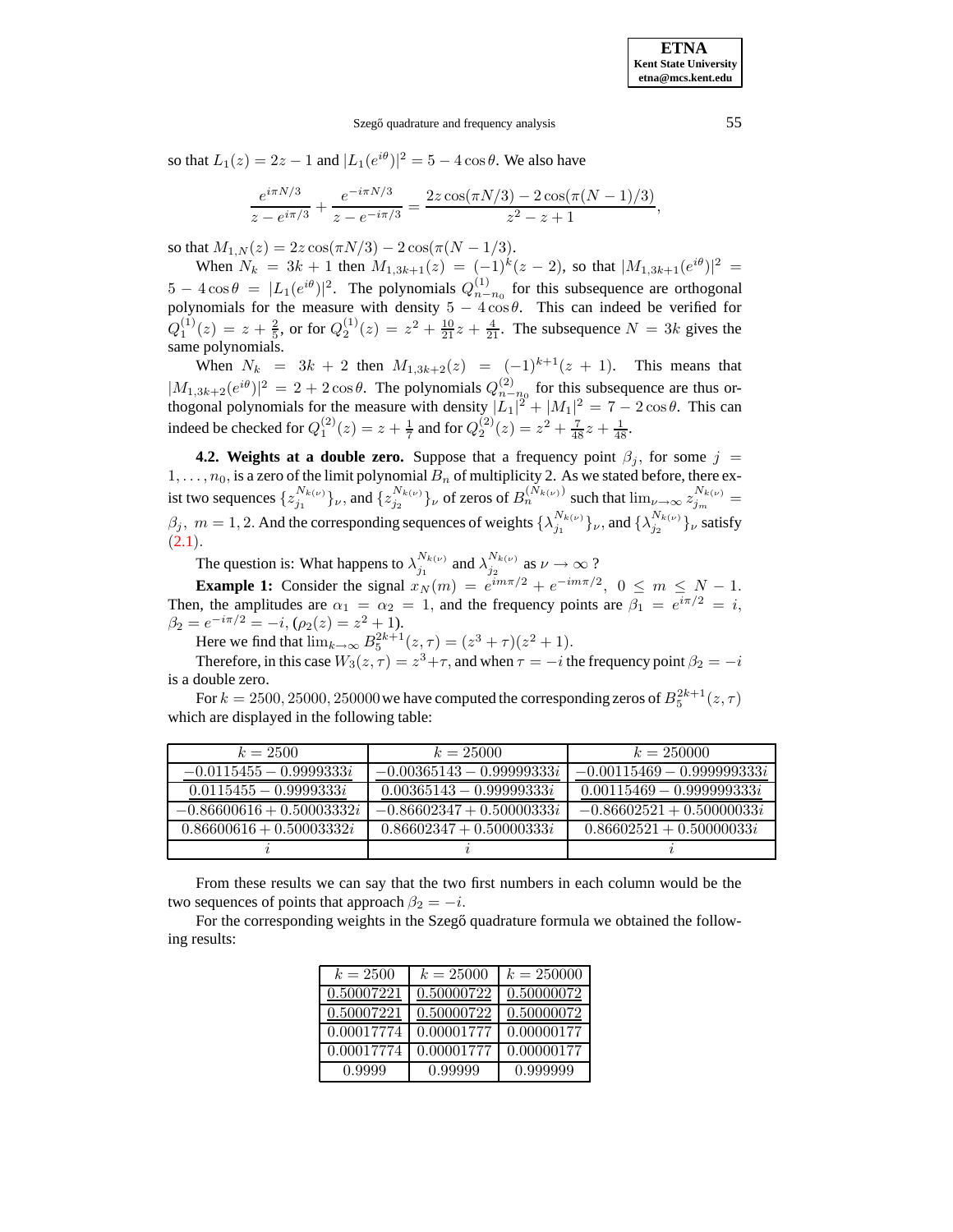so that $L_1(z) = 2z - 1$ and $|L_1(e^{i\theta})|^2 = 5 - 4\cos\theta$. We also have

$$\frac{e^{i\pi N/3}}{z - e^{i\pi/3}} + \frac{e^{-i\pi N/3}}{z - e^{-i\pi/3}} = \frac{2z\cos(\pi N/3) - 2\cos(\pi(N-1)/3)}{z^2 - z + 1},$$

so that $M_{1,N}(z) = 2z\cos(\pi N/3) - 2\cos(\pi(N-1/3))$.

When $N_k = 3k+1$ then $M_{1,3k+1}(z) = (-1)^k(z-2)$, so that $|M_{1,3k+1}(e^{i\theta})|^2 = 5 - 4\cos\theta = |L_1(e^{i\theta})|^2$. The polynomials $Q^{(1)}_{n-n_0}$ for this subsequence are orthogonal polynomials for the measure with density $5 - 4\cos\theta$. This can indeed be verified for $Q^{(1)}_1(z) = z + \frac{2}{5}$, or for $Q^{(1)}_2(z) = z^2 + \frac{10}{21}z + \frac{4}{21}$. The subsequence $N = 3k$ gives the same polynomials.

When $N_k = 3k+2$ then $M_{1,3k+2}(z) = (-1)^{k+1}(z+1)$. This means that $|M_{1,3k+2}(e^{i\theta})|^2 = 2 + 2\cos\theta$. The polynomials $Q^{(2)}_{n-n_0}$ for this subsequence are thus orthogonal polynomials for the measure with density $|L_1|^2 + |M_1|^2 = 7 - 2\cos\theta$. This can indeed be checked for $Q^{(2)}_1(z) = z + \frac{1}{7}$ and for $Q^{(2)}_2(z) = z^2 + \frac{7}{48}z + \frac{1}{48}$.

**4.2. Weights at a double zero.** Suppose that a frequency point $\beta_j$, for some $j = 1, \ldots, n_0$, is a zero of the limit polynomial $B_n$ of multiplicity 2. As we stated before, there exist two sequences $\{z^{N_{k(\nu)}}_{j_1}\}_\nu$, and $\{z^{N_{k(\nu)}}_{j_2}\}_\nu$ of zeros of $B^{(N_{k(\nu)})}_n$ such that $\lim_{\nu\to\infty} z^{N_{k(\nu)}}_{j_m} = \beta_j,\ m = 1,2$. And the corresponding sequences of weights $\{\lambda^{N_{k(\nu)}}_{j_1}\}_\nu$, and $\{\lambda^{N_{k(\nu)}}_{j_2}\}_\nu$ satisfy (2.1).

The question is: What happens to $\lambda^{N_{k(\nu)}}_{j_1}$ and $\lambda^{N_{k(\nu)}}_{j_2}$ as $\nu \to \infty$ ?

**Example 1:** Consider the signal $x_N(m) = e^{im\pi/2} + e^{-im\pi/2},\ 0 \le m \le N-1$. Then, the amplitudes are $\alpha_1 = \alpha_2 = 1$, and the frequency points are $\beta_1 = e^{i\pi/2} = i$, $\beta_2 = e^{-i\pi/2} = -i$, $(\rho_2(z) = z^2 + 1)$.

Here we find that $\lim_{k\to\infty} B^{2k+1}_5(z,\tau) = (z^3 + \tau)(z^2 + 1)$.

Therefore, in this case $W_3(z,\tau) = z^3 + \tau$, and when $\tau = -i$ the frequency point $\beta_2 = -i$ is a double zero.

For $k = 2500, 25000, 250000$ we have computed the corresponding zeros of $B^{2k+1}_5(z,\tau)$ which are displayed in the following table:

| $k = 2500$ | $k = 25000$ | $k = 250000$ |
|---|---|---|
| $-0.0115455 - 0.9999333i$ | $-0.00365143 - 0.99999333i$ | $-0.00115469 - 0.999999333i$ |
| $0.0115455 - 0.9999333i$ | $0.00365143 - 0.99999333i$ | $0.00115469 - 0.999999333i$ |
| $-0.86600616 + 0.50003332i$ | $-0.86602347 + 0.50000333i$ | $-0.86602521 + 0.50000033i$ |
| $0.86600616 + 0.50003332i$ | $0.86602347 + 0.50000333i$ | $0.86602521 + 0.50000033i$ |
| $i$ | $i$ | $i$ |

From these results we can say that the two first numbers in each column would be the two sequences of points that approach $\beta_2 = -i$.

For the corresponding weights in the Szegő quadrature formula we obtained the following results:

| $k = 2500$ | $k = 25000$ | $k = 250000$ |
|---|---|---|
| 0.50007221 | 0.50000722 | 0.50000072 |
| 0.50007221 | 0.50000722 | 0.50000072 |
| 0.00017774 | 0.00001777 | 0.00000177 |
| 0.00017774 | 0.00001777 | 0.00000177 |
| 0.9999 | 0.99999 | 0.999999 |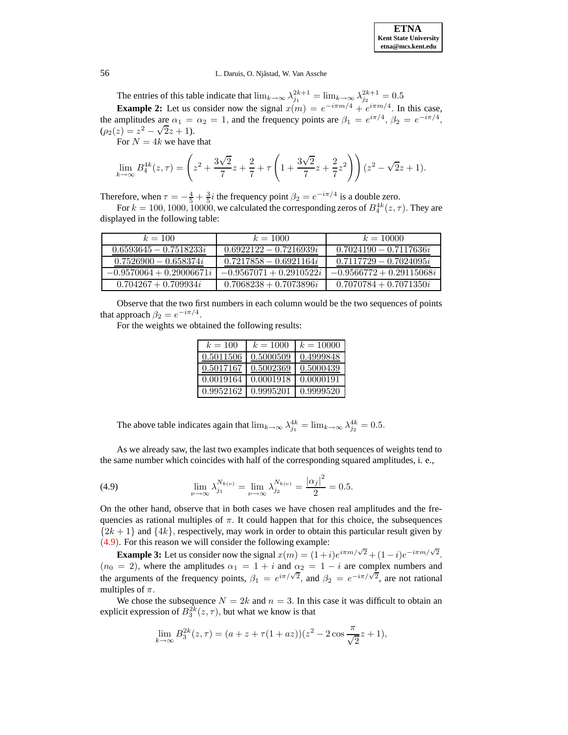The entries of this table indicate that $\lim_{k\to\infty} \lambda_{j_1}^{2k+1} = \lim_{k\to\infty} \lambda_{j_2}^{2k+1} = 0.5$

**Example 2:** Let us consider now the signal $x(m) = e^{-i\pi m/4} + e^{i\pi m/4}$. In this case, the amplitudes are $\alpha_1 = \alpha_2 = 1$, and the frequency points are $\beta_1 = e^{i\pi/4}$, $\beta_2 = e^{-i\pi/4}$, $(\rho_2(z) = z^2 - \sqrt{2}z + 1)$.

For $N = 4k$ we have that

$$\lim_{k\to\infty} B_4^{4k}(z,\tau) = \left(z^2 + \frac{3\sqrt{2}}{7}z + \frac{2}{7} + \tau\left(1 + \frac{3\sqrt{2}}{7}z + \frac{2}{7}z^2\right)\right)(z^2 - \sqrt{2}z + 1).$$

Therefore, when $\tau = -\frac{4}{5} + \frac{3}{5}i$ the frequency point $\beta_2 = e^{-i\pi/4}$ is a double zero.

For $k = 100, 1000, 10000$, we calculated the corresponding zeros of $B_4^{4k}(z,\tau)$. They are displayed in the following table:

| $k = 100$ | $k = 1000$ | $k = 10000$ |
|---|---|---|
| $\underline{0.6593645 - 0.7518233i}$ | $\underline{0.6922122 - 0.7216939i}$ | $\underline{0.7024190 - 0.7117636i}$ |
| $\underline{0.7526900 - 0.658374i}$ | $\underline{0.7217858 - 0.6921164i}$ | $\underline{0.7117729 - 0.7024095i}$ |
| $-0.9570064 + 0.29006671i$ | $-0.9567071 + 0.2910522i$ | $-0.9566772 + 0.29115068i$ |
| $0.704267 + 0.709934i$ | $0.7068238 + 0.7073896i$ | $0.7070784 + 0.7071350i$ |

Observe that the two first numbers in each column would be the two sequences of points that approach $\beta_2 = e^{-i\pi/4}$.

For the weights we obtained the following results:

| $k = 100$ | $k = 1000$ | $k = 10000$ |
|---|---|---|
| $\underline{0.5011506}$ | $\underline{0.5000509}$ | $\underline{0.4999848}$ |
| $\underline{0.5017167}$ | $\underline{0.5002369}$ | $\underline{0.5000439}$ |
| $0.0019164$ | $0.0001918$ | $0.0000191$ |
| $0.9952162$ | $0.9995201$ | $0.9999520$ |

The above table indicates again that $\lim_{k\to\infty} \lambda_{j_1}^{4k} = \lim_{k\to\infty} \lambda_{j_2}^{4k} = 0.5$.

As we already saw, the last two examples indicate that both sequences of weights tend to the same number which coincides with half of the corresponding squared amplitudes, i. e.,

$$\lim_{\nu\to\infty} \lambda_{j_1}^{N_{k(\nu)}} = \lim_{\nu\to\infty} \lambda_{j_2}^{N_{k(\nu)}} = \frac{|\alpha_j|^2}{2} = 0.5. \tag{4.9}$$

On the other hand, observe that in both cases we have chosen real amplitudes and the frequencies as rational multiples of $\pi$. It could happen that for this choice, the subsequences $\{2k+1\}$ and $\{4k\}$, respectively, may work in order to obtain this particular result given by (4.9). For this reason we will consider the following example:

**Example 3:** Let us consider now the signal $x(m) = (1+i)e^{i\pi m/\sqrt{2}} + (1-i)e^{-i\pi m/\sqrt{2}}$. $(n_0 = 2)$, where the amplitudes $\alpha_1 = 1+i$ and $\alpha_2 = 1-i$ are complex numbers and the arguments of the frequency points, $\beta_1 = e^{i\pi/\sqrt{2}}$, and $\beta_2 = e^{-i\pi/\sqrt{2}}$, are not rational multiples of $\pi$.

We chose the subsequence $N = 2k$ and $n = 3$. In this case it was difficult to obtain an explicit expression of $B_3^{2k}(z,\tau)$, but what we know is that

$$\lim_{k\to\infty} B_3^{2k}(z,\tau) = (a + z + \tau(1 + az))(z^2 - 2\cos\frac{\pi}{\sqrt{2}}z + 1),$$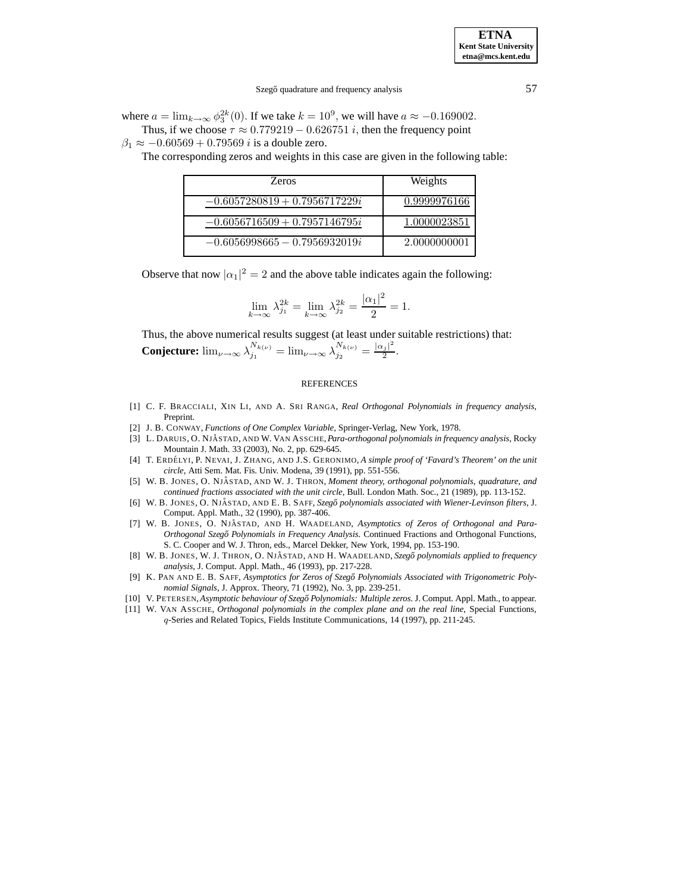where $a = \lim_{k\to\infty} \phi_3^{2k}(0)$. If we take $k = 10^9$, we will have $a \approx -0.169002$.

Thus, if we choose $\tau \approx 0.779219 - 0.626751\, i$, then the frequency point $\beta_1 \approx -0.60569 + 0.79569\, i$ is a double zero.

The corresponding zeros and weights in this case are given in the following table:

| Zeros | Weights |
|---|---|
| $-0.6057280819 + 0.7956717229i$ | 0.9999976166 |
| $-0.6056716509 + 0.7957146795i$ | 1.0000023851 |
| $-0.6056998665 - 0.7956932019i$ | 2.0000000001 |

Observe that now $|\alpha_1|^2 = 2$ and the above table indicates again the following:

$$\lim_{k\to\infty} \lambda_{j_1}^{2k} = \lim_{k\to\infty} \lambda_{j_2}^{2k} = \frac{|\alpha_1|^2}{2} = 1.$$

Thus, the above numerical results suggest (at least under suitable restrictions) that:
**Conjecture:** $\lim_{\nu\to\infty} \lambda_{j_1}^{N_{k(\nu)}} = \lim_{\nu\to\infty} \lambda_{j_2}^{N_{k(\nu)}} = \frac{|\alpha_j|^2}{2}$.

## REFERENCES

[1] C. F. Bracciali, Xin Li, and A. Sri Ranga, *Real Orthogonal Polynomials in frequency analysis*, Preprint.

[2] J. B. Conway, *Functions of One Complex Variable*, Springer-Verlag, New York, 1978.

[3] L. Daruis, O. Njåstad, and W. Van Assche, *Para-orthogonal polynomials in frequency analysis*, Rocky Mountain J. Math. 33 (2003), No. 2, pp. 629-645.

[4] T. Erdélyi, P. Nevai, J. Zhang, and J.S. Geronimo, *A simple proof of 'Favard's Theorem' on the unit circle*, Atti Sem. Mat. Fis. Univ. Modena, 39 (1991), pp. 551-556.

[5] W. B. Jones, O. Njåstad, and W. J. Thron, *Moment theory, orthogonal polynomials, quadrature, and continued fractions associated with the unit circle*, Bull. London Math. Soc., 21 (1989), pp. 113-152.

[6] W. B. Jones, O. Njåstad, and E. B. Saff, *Szegő polynomials associated with Wiener-Levinson filters*, J. Comput. Appl. Math., 32 (1990), pp. 387-406.

[7] W. B. Jones, O. Njåstad, and H. Waadeland, *Asymptotics of Zeros of Orthogonal and Para-Orthogonal Szegő Polynomials in Frequency Analysis.* Continued Fractions and Orthogonal Functions, S. C. Cooper and W. J. Thron, eds., Marcel Dekker, New York, 1994, pp. 153-190.

[8] W. B. Jones, W. J. Thron, O. Njåstad, and H. Waadeland, *Szegő polynomials applied to frequency analysis*, J. Comput. Appl. Math., 46 (1993), pp. 217-228.

[9] K. Pan and E. B. Saff, *Asymptotics for Zeros of Szegő Polynomials Associated with Trigonometric Polynomial Signals*, J. Approx. Theory, 71 (1992), No. 3, pp. 239-251.

[10] V. Petersen, *Asymptotic behaviour of Szegő Polynomials: Multiple zeros.* J. Comput. Appl. Math., to appear.

[11] W. Van Assche, *Orthogonal polynomials in the complex plane and on the real line*, Special Functions, $q$-Series and Related Topics, Fields Institute Communications, 14 (1997), pp. 211-245.